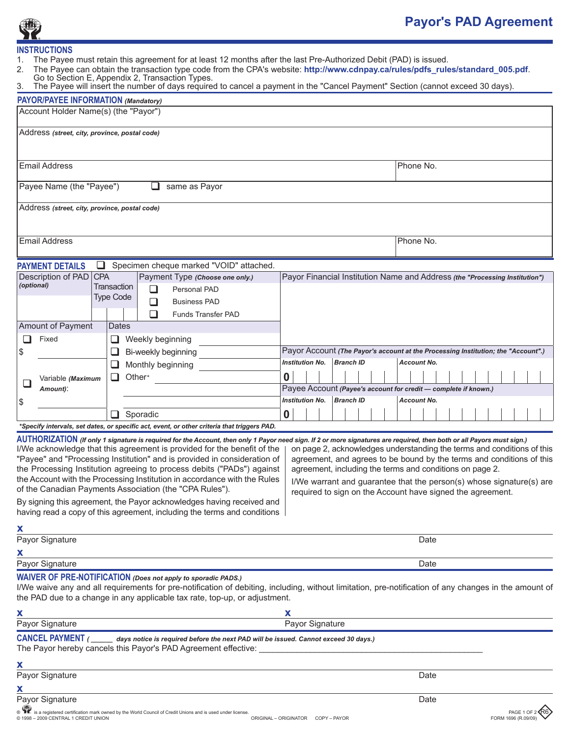# Payor's PAD Agreement

## INSTRUCTIONS

1. The Payee must retain this agreement for at least 12 months after the last Pre-Authorized Debit (PAD) is issued.
2. The Payee can obtain the transaction type code from the CPA's website: **http://www.cdnpay.ca/rules/pdfs_rules/standard_005.pdf**. Go to Section E, Appendix 2, Transaction Types.
3. The Payee will insert the number of days required to cancel a payment in the "Cancel Payment" Section (cannot exceed 30 days).

## PAYOR/PAYEE INFORMATION *(Mandatory)*

| | |
|---|---|
| Account Holder Name(s) (the "Payor") | |
| Address *(street, city, province, postal code)* | |
| Email Address | Phone No. |
| Payee Name (the "Payee") ❑ same as Payor | |
| Address *(street, city, province, postal code)* | |
| Email Address | Phone No. |

## PAYMENT DETAILS ❑ Specimen cheque marked "VOID" attached.

| Description of PAD *(optional)* | CPA Transaction Type Code | Payment Type *(Choose one only.)* | Payor Financial Institution Name and Address *(the "Processing Institution")* |
|---|---|---|---|
| | | ❑ Personal PAD<br>❑ Business PAD<br>❑ Funds Transfer PAD | |

| Amount of Payment | Dates |
|---|---|
| ❑ Fixed<br>$ ________ | ❑ Weekly beginning ________ |
| | ❑ Bi-weekly beginning ________ |
| | ❑ Monthly beginning ________ |
| ❑ Variable *(Maximum Amount)*:<br>$ ________ | ❑ Other* ________ |
| | ❑ Sporadic |

**Payor Account** *(The Payor's account at the Processing Institution; the "Account".)*

| *Institution No.* | *Branch ID* | *Account No.* |
|---|---|---|
| 0 | | |

**Payee Account** *(Payee's account for credit — complete if known.)*

| *Institution No.* | *Branch ID* | *Account No.* |
|---|---|---|
| 0 | | |

****Specify intervals, set dates, or specific act, event, or other criteria that triggers PAD.***

## AUTHORIZATION *(If only 1 signature is required for the Account, then only 1 Payor need sign. If 2 or more signatures are required, then both or all Payors must sign.)*

I/We acknowledge that this agreement is provided for the benefit of the "Payee" and "Processing Institution" and is provided in consideration of the Processing Institution agreeing to process debits ("PADs") against the Account with the Processing Institution in accordance with the Rules of the Canadian Payments Association (the "CPA Rules").

By signing this agreement, the Payor acknowledges having received and having read a copy of this agreement, including the terms and conditions on page 2, acknowledges understanding the terms and conditions of this agreement, and agrees to be bound by the terms and conditions of this agreement, including the terms and conditions on page 2.

I/We warrant and guarantee that the person(s) whose signature(s) are required to sign on the Account have signed the agreement.

**x** ______________________________
Payor Signature | Date

**x** ______________________________
Payor Signature | Date

## WAIVER OF PRE-NOTIFICATION *(Does not apply to sporadic PADS.)*

I/We waive any and all requirements for pre-notification of debiting, including, without limitation, pre-notification of any changes in the amount of the PAD due to a change in any applicable tax rate, top-up, or adjustment.

**x** ______________________________ **x** ______________________________
Payor Signature | Payor Signature

## CANCEL PAYMENT *( _____ days notice is required before the next PAD will be issued. Cannot exceed 30 days.)*

The Payor hereby cancels this Payor's PAD Agreement effective: ______________________________

**x** ______________________________
Payor Signature | Date

**x** ______________________________
Payor Signature | Date

® is a registered certification mark owned by the World Council of Credit Unions and is used under license.
© 1998 – 2009 CENTRAL 1 CREDIT UNION

ORIGINAL – ORIGINATOR COPY – PAYOR

FORM 1696 (R.09/09)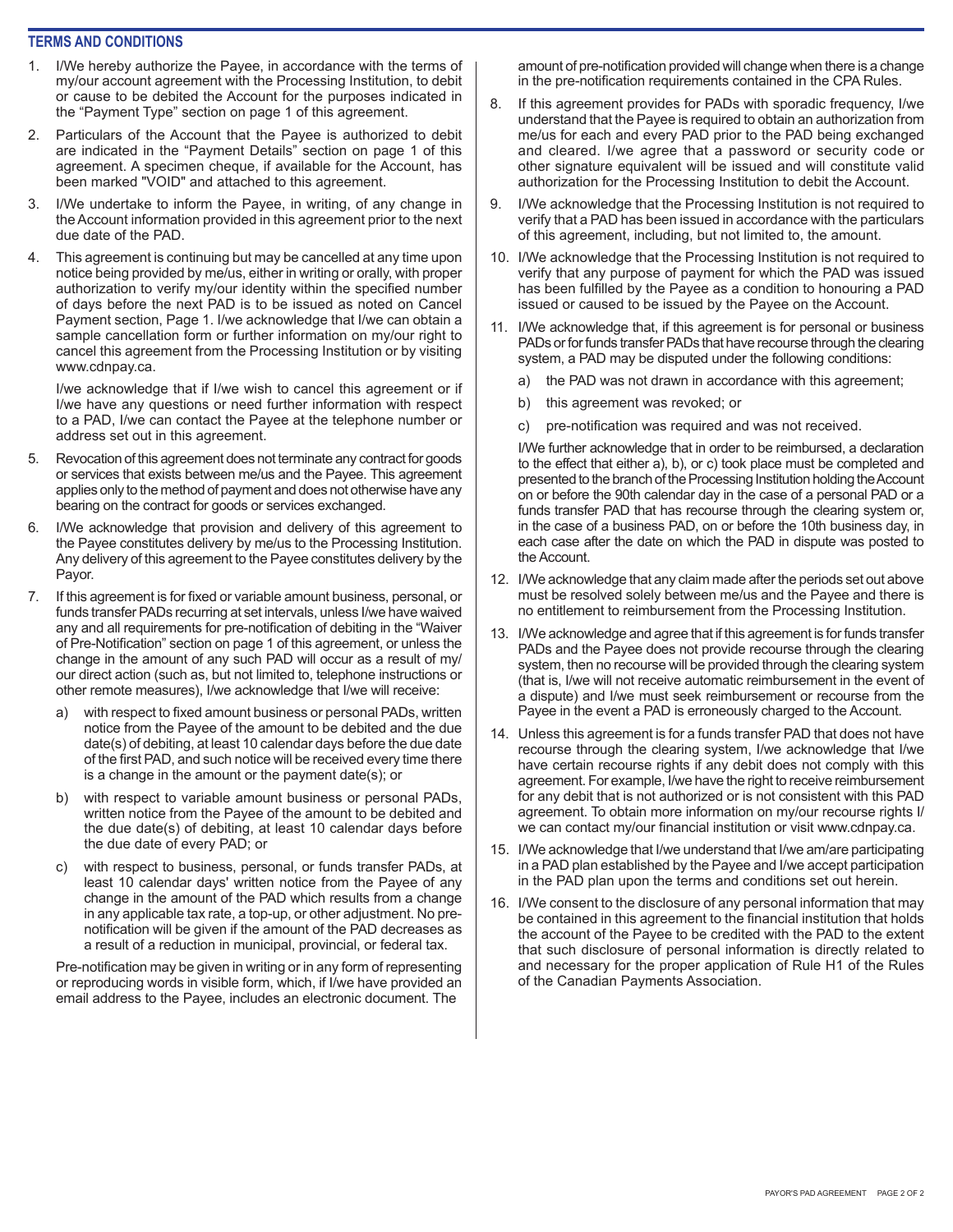## TERMS AND CONDITIONS

1. I/We hereby authorize the Payee, in accordance with the terms of my/our account agreement with the Processing Institution, to debit or cause to be debited the Account for the purposes indicated in the "Payment Type" section on page 1 of this agreement.
2. Particulars of the Account that the Payee is authorized to debit are indicated in the "Payment Details" section on page 1 of this agreement. A specimen cheque, if available for the Account, has been marked "VOID" and attached to this agreement.
3. I/We undertake to inform the Payee, in writing, of any change in the Account information provided in this agreement prior to the next due date of the PAD.
4. This agreement is continuing but may be cancelled at any time upon notice being provided by me/us, either in writing or orally, with proper authorization to verify my/our identity within the specified number of days before the next PAD is to be issued as noted on Cancel Payment section, Page 1. I/we acknowledge that I/we can obtain a sample cancellation form or further information on my/our right to cancel this agreement from the Processing Institution or by visiting www.cdnpay.ca.

   I/we acknowledge that if I/we wish to cancel this agreement or if I/we have any questions or need further information with respect to a PAD, I/we can contact the Payee at the telephone number or address set out in this agreement.
5. Revocation of this agreement does not terminate any contract for goods or services that exists between me/us and the Payee. This agreement applies only to the method of payment and does not otherwise have any bearing on the contract for goods or services exchanged.
6. I/We acknowledge that provision and delivery of this agreement to the Payee constitutes delivery by me/us to the Processing Institution. Any delivery of this agreement to the Payee constitutes delivery by the Payor.
7. If this agreement is for fixed or variable amount business, personal, or funds transfer PADs recurring at set intervals, unless I/we have waived any and all requirements for pre-notification of debiting in the "Waiver of Pre-Notification" section on page 1 of this agreement, or unless the change in the amount of any such PAD will occur as a result of my/our direct action (such as, but not limited to, telephone instructions or other remote measures), I/we acknowledge that I/we will receive:
   a) with respect to fixed amount business or personal PADs, written notice from the Payee of the amount to be debited and the due date(s) of debiting, at least 10 calendar days before the due date of the first PAD, and such notice will be received every time there is a change in the amount or the payment date(s); or
   b) with respect to variable amount business or personal PADs, written notice from the Payee of the amount to be debited and the due date(s) of debiting, at least 10 calendar days before the due date of every PAD; or
   c) with respect to business, personal, or funds transfer PADs, at least 10 calendar days' written notice from the Payee of any change in the amount of the PAD which results from a change in any applicable tax rate, a top-up, or other adjustment. No pre-notification will be given if the amount of the PAD decreases as a result of a reduction in municipal, provincial, or federal tax.

   Pre-notification may be given in writing or in any form of representing or reproducing words in visible form, which, if I/we have provided an email address to the Payee, includes an electronic document. The amount of pre-notification provided will change when there is a change in the pre-notification requirements contained in the CPA Rules.
8. If this agreement provides for PADs with sporadic frequency, I/we understand that the Payee is required to obtain an authorization from me/us for each and every PAD prior to the PAD being exchanged and cleared. I/we agree that a password or security code or other signature equivalent will be issued and will constitute valid authorization for the Processing Institution to debit the Account.
9. I/We acknowledge that the Processing Institution is not required to verify that a PAD has been issued in accordance with the particulars of this agreement, including, but not limited to, the amount.
10. I/We acknowledge that the Processing Institution is not required to verify that any purpose of payment for which the PAD was issued has been fulfilled by the Payee as a condition to honouring a PAD issued or caused to be issued by the Payee on the Account.
11. I/We acknowledge that, if this agreement is for personal or business PADs or for funds transfer PADs that have recourse through the clearing system, a PAD may be disputed under the following conditions:
    a) the PAD was not drawn in accordance with this agreement;
    b) this agreement was revoked; or
    c) pre-notification was required and was not received.

    I/We further acknowledge that in order to be reimbursed, a declaration to the effect that either a), b), or c) took place must be completed and presented to the branch of the Processing Institution holding the Account on or before the 90th calendar day in the case of a personal PAD or a funds transfer PAD that has recourse through the clearing system or, in the case of a business PAD, on or before the 10th business day, in each case after the date on which the PAD in dispute was posted to the Account.
12. I/We acknowledge that any claim made after the periods set out above must be resolved solely between me/us and the Payee and there is no entitlement to reimbursement from the Processing Institution.
13. I/We acknowledge and agree that if this agreement is for funds transfer PADs and the Payee does not provide recourse through the clearing system, then no recourse will be provided through the clearing system (that is, I/we will not receive automatic reimbursement in the event of a dispute) and I/we must seek reimbursement or recourse from the Payee in the event a PAD is erroneously charged to the Account.
14. Unless this agreement is for a funds transfer PAD that does not have recourse through the clearing system, I/we acknowledge that I/we have certain recourse rights if any debit does not comply with this agreement. For example, I/we have the right to receive reimbursement for any debit that is not authorized or is not consistent with this PAD agreement. To obtain more information on my/our recourse rights I/we can contact my/our financial institution or visit www.cdnpay.ca.
15. I/We acknowledge that I/we understand that I/we am/are participating in a PAD plan established by the Payee and I/we accept participation in the PAD plan upon the terms and conditions set out herein.
16. I/We consent to the disclosure of any personal information that may be contained in this agreement to the financial institution that holds the account of the Payee to be credited with the PAD to the extent that such disclosure of personal information is directly related to and necessary for the proper application of Rule H1 of the Rules of the Canadian Payments Association.